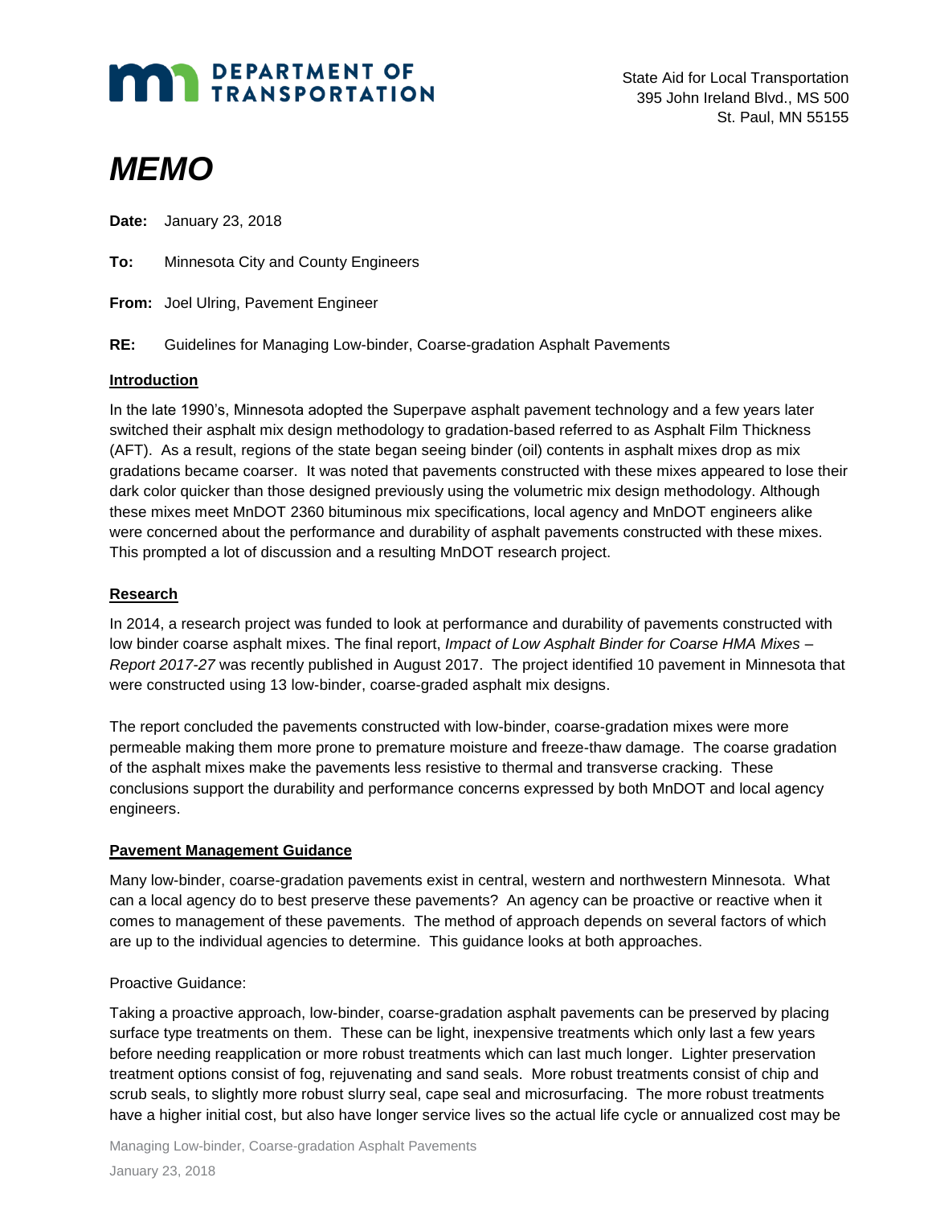DEPARTMENT OF TRANSPORTATION

State Aid for Local Transportation
395 John Ireland Blvd., MS 500
St. Paul, MN 55155

# *MEMO*

**Date:** January 23, 2018

**To:** Minnesota City and County Engineers

**From:** Joel Ulring, Pavement Engineer

**RE:** Guidelines for Managing Low-binder, Coarse-gradation Asphalt Pavements

## Introduction

In the late 1990's, Minnesota adopted the Superpave asphalt pavement technology and a few years later switched their asphalt mix design methodology to gradation-based referred to as Asphalt Film Thickness (AFT). As a result, regions of the state began seeing binder (oil) contents in asphalt mixes drop as mix gradations became coarser. It was noted that pavements constructed with these mixes appeared to lose their dark color quicker than those designed previously using the volumetric mix design methodology. Although these mixes meet MnDOT 2360 bituminous mix specifications, local agency and MnDOT engineers alike were concerned about the performance and durability of asphalt pavements constructed with these mixes. This prompted a lot of discussion and a resulting MnDOT research project.

## Research

In 2014, a research project was funded to look at performance and durability of pavements constructed with low binder coarse asphalt mixes. The final report, *Impact of Low Asphalt Binder for Coarse HMA Mixes – Report 2017-27* was recently published in August 2017. The project identified 10 pavement in Minnesota that were constructed using 13 low-binder, coarse-graded asphalt mix designs.

The report concluded the pavements constructed with low-binder, coarse-gradation mixes were more permeable making them more prone to premature moisture and freeze-thaw damage. The coarse gradation of the asphalt mixes make the pavements less resistive to thermal and transverse cracking. These conclusions support the durability and performance concerns expressed by both MnDOT and local agency engineers.

## Pavement Management Guidance

Many low-binder, coarse-gradation pavements exist in central, western and northwestern Minnesota. What can a local agency do to best preserve these pavements? An agency can be proactive or reactive when it comes to management of these pavements. The method of approach depends on several factors of which are up to the individual agencies to determine. This guidance looks at both approaches.

Proactive Guidance:

Taking a proactive approach, low-binder, coarse-gradation asphalt pavements can be preserved by placing surface type treatments on them. These can be light, inexpensive treatments which only last a few years before needing reapplication or more robust treatments which can last much longer. Lighter preservation treatment options consist of fog, rejuvenating and sand seals. More robust treatments consist of chip and scrub seals, to slightly more robust slurry seal, cape seal and microsurfacing. The more robust treatments have a higher initial cost, but also have longer service lives so the actual life cycle or annualized cost may be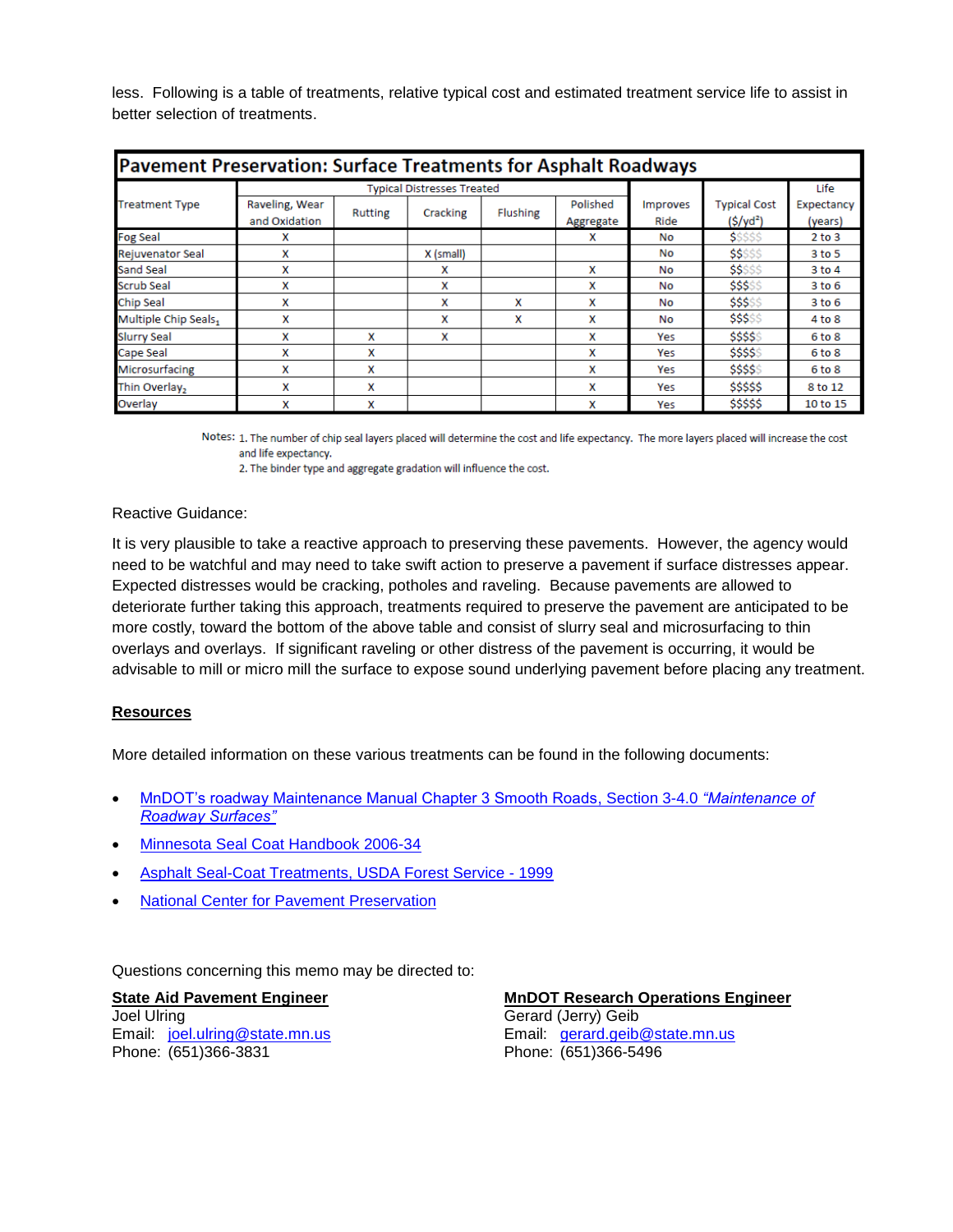less. Following is a table of treatments, relative typical cost and estimated treatment service life to assist in better selection of treatments.

| Pavement Preservation: Surface Treatments for Asphalt Roadways | | | | | | | | |
|---|---|---|---|---|---|---|---|---|
| Treatment Type | Typical Distresses Treated | | | | | Improves Ride | Typical Cost ($/yd²) | Life Expectancy (years) |
| | Raveling, Wear and Oxidation | Rutting | Cracking | Flushing | Polished Aggregate | | | |
| Fog Seal | X | | | | X | No | $ | 2 to 3 |
| Rejuvenator Seal | X | | X (small) | | | No | $$ | 3 to 5 |
| Sand Seal | X | | X | | X | No | $$ | 3 to 4 |
| Scrub Seal | X | | X | | X | No | $$$ | 3 to 6 |
| Chip Seal | X | | X | X | X | No | $$$ | 3 to 6 |
| Multiple Chip Seals[1] | X | | X | X | X | No | $$$ | 4 to 8 |
| Slurry Seal | X | X | X | | X | Yes | $$$$ | 6 to 8 |
| Cape Seal | X | X | | | X | Yes | $$$$ | 6 to 8 |
| Microsurfacing | X | X | | | X | Yes | $$$$ | 6 to 8 |
| Thin Overlay[2] | X | X | | | X | Yes | $$$$$ | 8 to 12 |
| Overlay | X | X | | | X | Yes | $$$$$ | 10 to 15 |

Notes: 1. The number of chip seal layers placed will determine the cost and life expectancy. The more layers placed will increase the cost and life expectancy.
2. The binder type and aggregate gradation will influence the cost.

Reactive Guidance:

It is very plausible to take a reactive approach to preserving these pavements. However, the agency would need to be watchful and may need to take swift action to preserve a pavement if surface distresses appear. Expected distresses would be cracking, potholes and raveling. Because pavements are allowed to deteriorate further taking this approach, treatments required to preserve the pavement are anticipated to be more costly, toward the bottom of the above table and consist of slurry seal and microsurfacing to thin overlays and overlays. If significant raveling or other distress of the pavement is occurring, it would be advisable to mill or micro mill the surface to expose sound underlying pavement before placing any treatment.

**Resources**

More detailed information on these various treatments can be found in the following documents:

- MnDOT's roadway Maintenance Manual Chapter 3 Smooth Roads, Section 3-4.0 *"Maintenance of Roadway Surfaces"*
- Minnesota Seal Coat Handbook 2006-34
- Asphalt Seal-Coat Treatments, USDA Forest Service - 1999
- National Center for Pavement Preservation

Questions concerning this memo may be directed to:

**State Aid Pavement Engineer**
Joel Ulring
Email: joel.ulring@state.mn.us
Phone: (651)366-3831

**MnDOT Research Operations Engineer**
Gerard (Jerry) Geib
Email: gerard.geib@state.mn.us
Phone: (651)366-5496